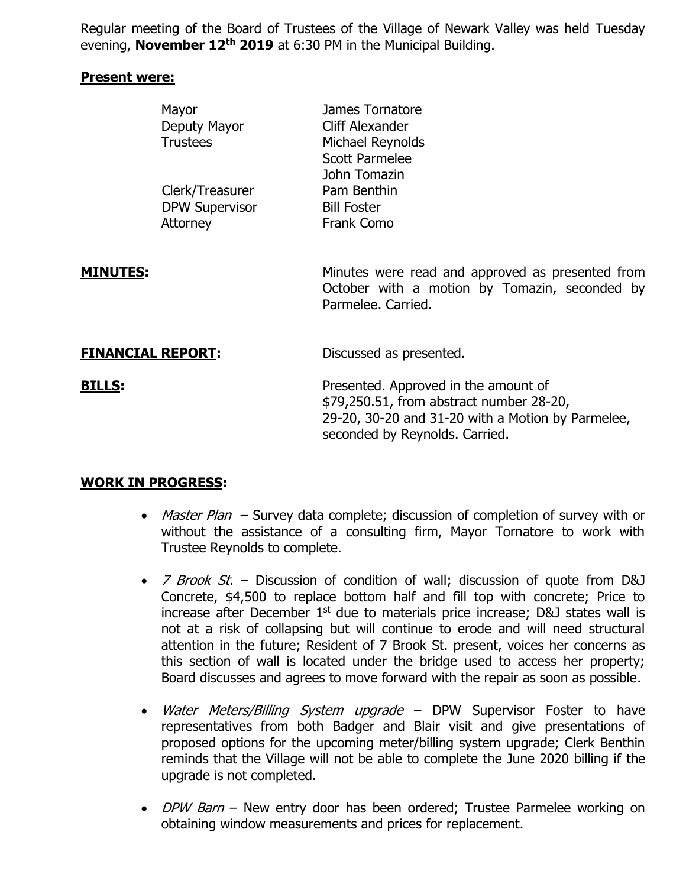Regular meeting of the Board of Trustees of the Village of Newark Valley was held Tuesday evening, **November 12th 2019** at 6:30 PM in the Municipal Building.

**Present were:**

| | |
|---|---|
| Mayor | James Tornatore |
| Deputy Mayor | Cliff Alexander |
| Trustees | Michael Reynolds |
| | Scott Parmelee |
| | John Tomazin |
| Clerk/Treasurer | Pam Benthin |
| DPW Supervisor | Bill Foster |
| Attorney | Frank Como |

**MINUTES:** Minutes were read and approved as presented from October with a motion by Tomazin, seconded by Parmelee. Carried.

**FINANCIAL REPORT:** Discussed as presented.

**BILLS:** Presented. Approved in the amount of $79,250.51, from abstract number 28-20, 29-20, 30-20 and 31-20 with a Motion by Parmelee, seconded by Reynolds. Carried.

**WORK IN PROGRESS:**

- *Master Plan* – Survey data complete; discussion of completion of survey with or without the assistance of a consulting firm, Mayor Tornatore to work with Trustee Reynolds to complete.
- *7 Brook St.* – Discussion of condition of wall; discussion of quote from D&J Concrete, $4,500 to replace bottom half and fill top with concrete; Price to increase after December 1st due to materials price increase; D&J states wall is not at a risk of collapsing but will continue to erode and will need structural attention in the future; Resident of 7 Brook St. present, voices her concerns as this section of wall is located under the bridge used to access her property; Board discusses and agrees to move forward with the repair as soon as possible.
- *Water Meters/Billing System upgrade* – DPW Supervisor Foster to have representatives from both Badger and Blair visit and give presentations of proposed options for the upcoming meter/billing system upgrade; Clerk Benthin reminds that the Village will not be able to complete the June 2020 billing if the upgrade is not completed.
- *DPW Barn* – New entry door has been ordered; Trustee Parmelee working on obtaining window measurements and prices for replacement.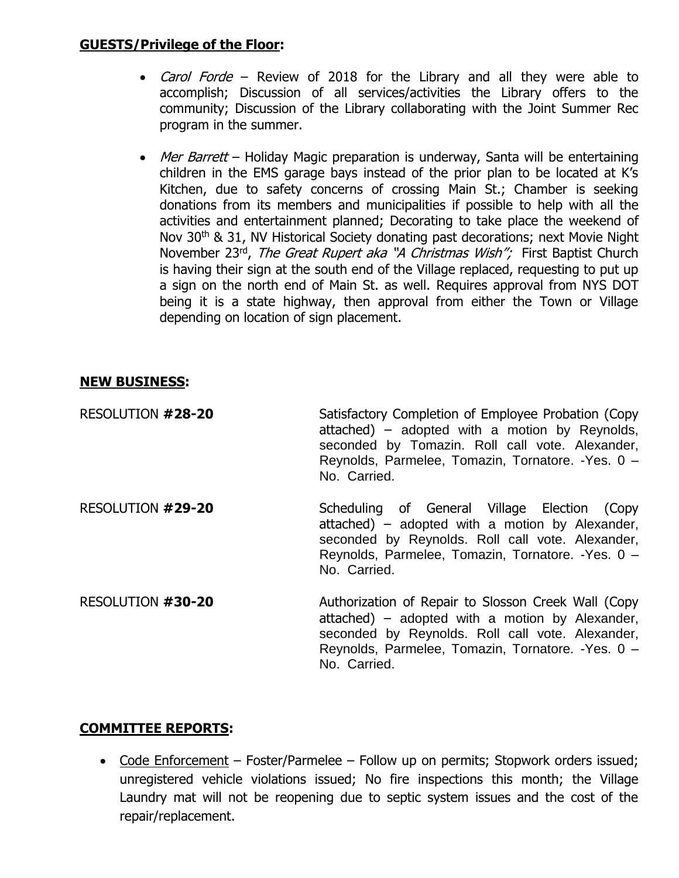**GUESTS/Privilege of the Floor:**

- *Carol Forde* – Review of 2018 for the Library and all they were able to accomplish; Discussion of all services/activities the Library offers to the community; Discussion of the Library collaborating with the Joint Summer Rec program in the summer.

- *Mer Barrett* – Holiday Magic preparation is underway, Santa will be entertaining children in the EMS garage bays instead of the prior plan to be located at K's Kitchen, due to safety concerns of crossing Main St.; Chamber is seeking donations from its members and municipalities if possible to help with all the activities and entertainment planned; Decorating to take place the weekend of Nov 30th & 31, NV Historical Society donating past decorations; next Movie Night November 23rd, *The Great Rupert aka "A Christmas Wish";* First Baptist Church is having their sign at the south end of the Village replaced, requesting to put up a sign on the north end of Main St. as well. Requires approval from NYS DOT being it is a state highway, then approval from either the Town or Village depending on location of sign placement.

**NEW BUSINESS:**

RESOLUTION **#28-20** — Satisfactory Completion of Employee Probation (Copy attached) – adopted with a motion by Reynolds, seconded by Tomazin. Roll call vote. Alexander, Reynolds, Parmelee, Tomazin, Tornatore. -Yes. 0 – No. Carried.

RESOLUTION **#29-20** — Scheduling of General Village Election (Copy attached) – adopted with a motion by Alexander, seconded by Reynolds. Roll call vote. Alexander, Reynolds, Parmelee, Tomazin, Tornatore. -Yes. 0 – No. Carried.

RESOLUTION **#30-20** — Authorization of Repair to Slosson Creek Wall (Copy attached) – adopted with a motion by Alexander, seconded by Reynolds. Roll call vote. Alexander, Reynolds, Parmelee, Tomazin, Tornatore. -Yes. 0 – No. Carried.

**COMMITTEE REPORTS:**

- Code Enforcement – Foster/Parmelee – Follow up on permits; Stopwork orders issued; unregistered vehicle violations issued; No fire inspections this month; the Village Laundry mat will not be reopening due to septic system issues and the cost of the repair/replacement.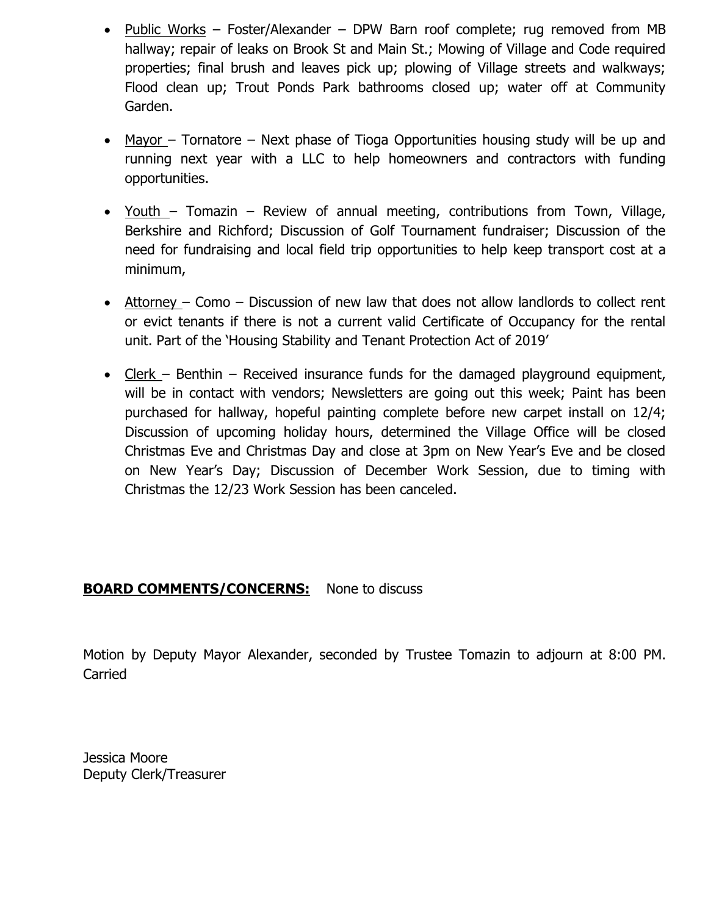- Public Works – Foster/Alexander – DPW Barn roof complete; rug removed from MB hallway; repair of leaks on Brook St and Main St.; Mowing of Village and Code required properties; final brush and leaves pick up; plowing of Village streets and walkways; Flood clean up; Trout Ponds Park bathrooms closed up; water off at Community Garden.

- Mayor – Tornatore – Next phase of Tioga Opportunities housing study will be up and running next year with a LLC to help homeowners and contractors with funding opportunities.

- Youth – Tomazin – Review of annual meeting, contributions from Town, Village, Berkshire and Richford; Discussion of Golf Tournament fundraiser; Discussion of the need for fundraising and local field trip opportunities to help keep transport cost at a minimum,

- Attorney – Como – Discussion of new law that does not allow landlords to collect rent or evict tenants if there is not a current valid Certificate of Occupancy for the rental unit. Part of the 'Housing Stability and Tenant Protection Act of 2019'

- Clerk – Benthin – Received insurance funds for the damaged playground equipment, will be in contact with vendors; Newsletters are going out this week; Paint has been purchased for hallway, hopeful painting complete before new carpet install on 12/4; Discussion of upcoming holiday hours, determined the Village Office will be closed Christmas Eve and Christmas Day and close at 3pm on New Year's Eve and be closed on New Year's Day; Discussion of December Work Session, due to timing with Christmas the 12/23 Work Session has been canceled.

**BOARD COMMENTS/CONCERNS:** None to discuss

Motion by Deputy Mayor Alexander, seconded by Trustee Tomazin to adjourn at 8:00 PM. Carried

Jessica Moore
Deputy Clerk/Treasurer